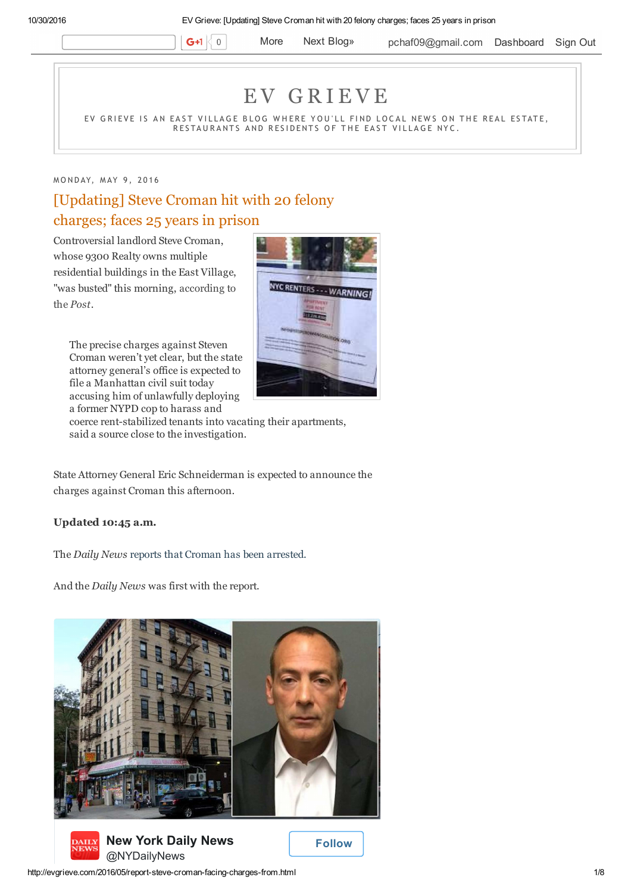# EV GRIEVE

EV GRIEVE IS AN EAST VILLAGE BLOG WHERE YOU'LL FIND LOCAL NEWS ON THE REAL ESTATE, RESTAURANTS AND RESIDENTS OF THE EAST VILLAGE NYC.

MONDAY, MAY 9, 2016

## [Updating] Steve Croman hit with 20 felony charges; faces 25 years in prison

Controversial landlord Steve Croman, whose 9300 Realty owns multiple residential buildings in the East Village, "was busted" this morning, according to the *Post*.

> The precise charges against Steven Croman weren't yet clear, but the state attorney general's office is expected to file a Manhattan civil suit today accusing him of unlawfully deploying a former NYPD cop to harass and coerce rent-stabilized tenants into vacating their apartments, said a source close to the investigation.

State Attorney General Eric Schneiderman is expected to announce the charges against Croman this afternoon.

**Updated 10:45 a.m.**

The *Daily News* reports that Croman has been arrested.

And the *Daily News* was first with the report.

New York Daily News
@NYDailyNews

Follow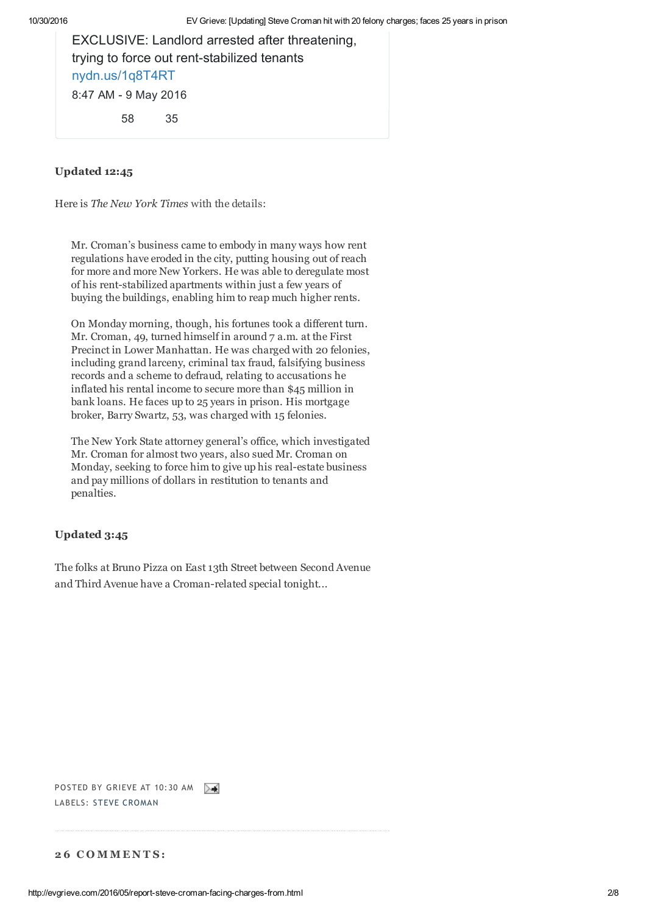EXCLUSIVE: Landlord arrested after threatening, trying to force out rent-stabilized tenants
nydn.us/1q8T4RT

8:47 AM - 9 May 2016

58 35

**Updated 12:45**

Here is *The New York Times* with the details:

> Mr. Croman's business came to embody in many ways how rent regulations have eroded in the city, putting housing out of reach for more and more New Yorkers. He was able to deregulate most of his rent-stabilized apartments within just a few years of buying the buildings, enabling him to reap much higher rents.
>
> On Monday morning, though, his fortunes took a different turn. Mr. Croman, 49, turned himself in around 7 a.m. at the First Precinct in Lower Manhattan. He was charged with 20 felonies, including grand larceny, criminal tax fraud, falsifying business records and a scheme to defraud, relating to accusations he inflated his rental income to secure more than $45 million in bank loans. He faces up to 25 years in prison. His mortgage broker, Barry Swartz, 53, was charged with 15 felonies.
>
> The New York State attorney general's office, which investigated Mr. Croman for almost two years, also sued Mr. Croman on Monday, seeking to force him to give up his real-estate business and pay millions of dollars in restitution to tenants and penalties.

**Updated 3:45**

The folks at Bruno Pizza on East 13th Street between Second Avenue and Third Avenue have a Croman-related special tonight...

POSTED BY GRIEVE AT 10:30 AM

LABELS: STEVE CROMAN

## 26 COMMENTS: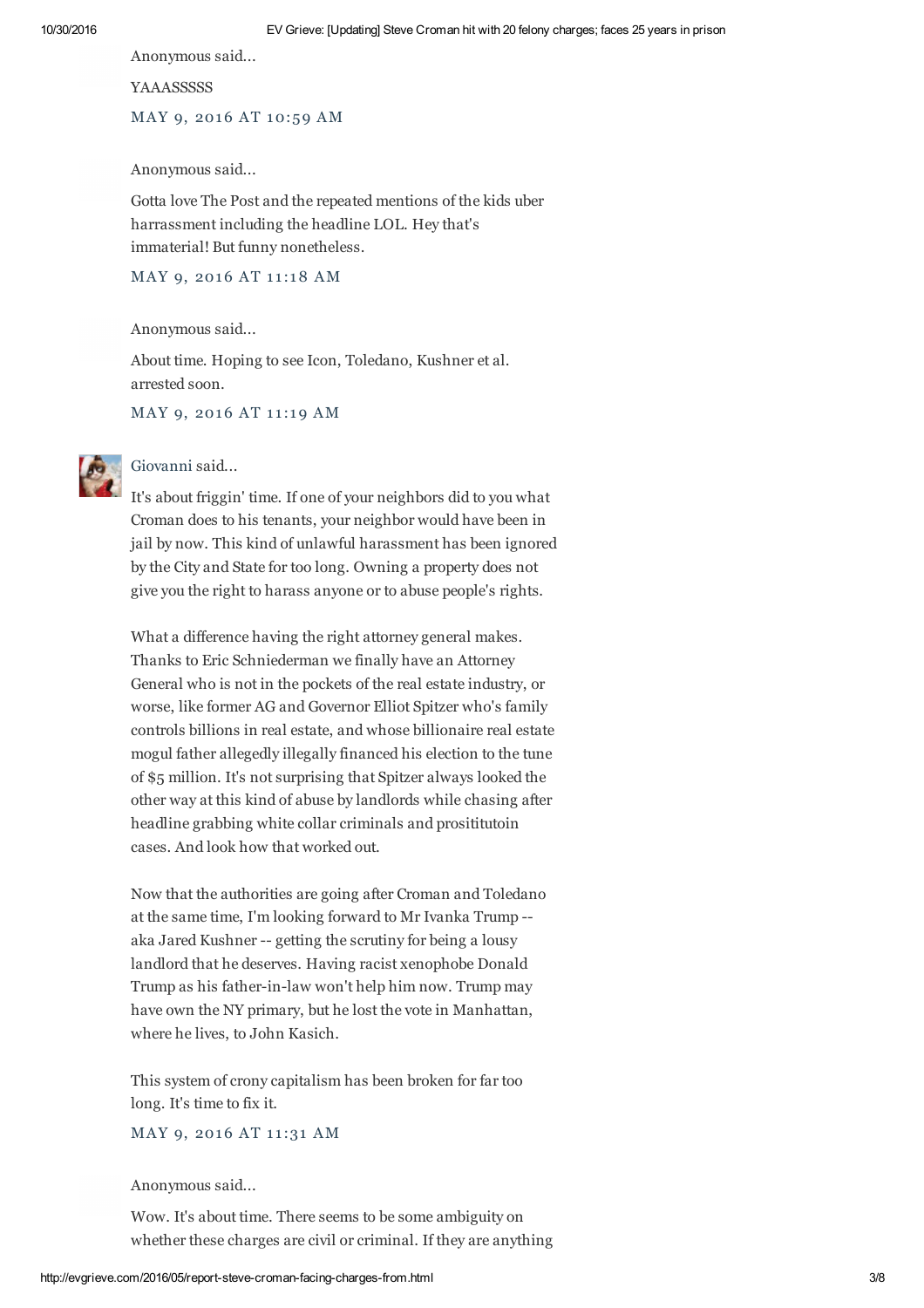Anonymous said...

YAAASSSSS

MAY 9, 2016 AT 10:59 AM

Anonymous said...

Gotta love The Post and the repeated mentions of the kids uber harrassment including the headline LOL. Hey that's immaterial! But funny nonetheless.

MAY 9, 2016 AT 11:18 AM

Anonymous said...

About time. Hoping to see Icon, Toledano, Kushner et al. arrested soon.

MAY 9, 2016 AT 11:19 AM

Giovanni said...

It's about friggin' time. If one of your neighbors did to you what Croman does to his tenants, your neighbor would have been in jail by now. This kind of unlawful harassment has been ignored by the City and State for too long. Owning a property does not give you the right to harass anyone or to abuse people's rights.

What a difference having the right attorney general makes. Thanks to Eric Schniederman we finally have an Attorney General who is not in the pockets of the real estate industry, or worse, like former AG and Governor Elliot Spitzer who's family controls billions in real estate, and whose billionaire real estate mogul father allegedly illegally financed his election to the tune of $5 million. It's not surprising that Spitzer always looked the other way at this kind of abuse by landlords while chasing after headline grabbing white collar criminals and prosititutoin cases. And look how that worked out.

Now that the authorities are going after Croman and Toledano at the same time, I'm looking forward to Mr Ivanka Trump -- aka Jared Kushner -- getting the scrutiny for being a lousy landlord that he deserves. Having racist xenophobe Donald Trump as his father-in-law won't help him now. Trump may have own the NY primary, but he lost the vote in Manhattan, where he lives, to John Kasich.

This system of crony capitalism has been broken for far too long. It's time to fix it.

MAY 9, 2016 AT 11:31 AM

Anonymous said...

Wow. It's about time. There seems to be some ambiguity on whether these charges are civil or criminal. If they are anything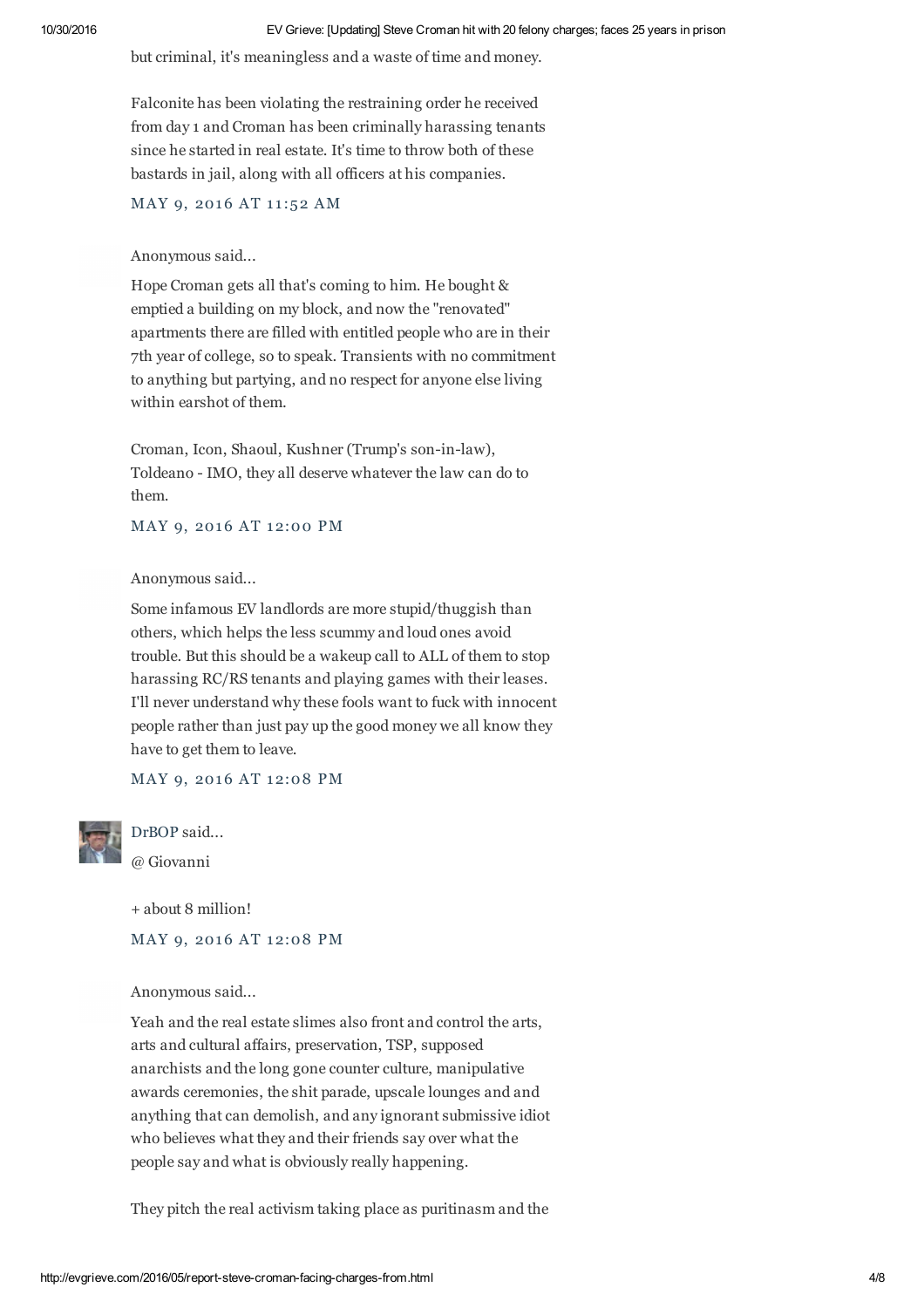but criminal, it's meaningless and a waste of time and money.

Falconite has been violating the restraining order he received from day 1 and Croman has been criminally harassing tenants since he started in real estate. It's time to throw both of these bastards in jail, along with all officers at his companies.

MAY 9, 2016 AT 11:52 AM

Anonymous said...

Hope Croman gets all that's coming to him. He bought & emptied a building on my block, and now the "renovated" apartments there are filled with entitled people who are in their 7th year of college, so to speak. Transients with no commitment to anything but partying, and no respect for anyone else living within earshot of them.

Croman, Icon, Shaoul, Kushner (Trump's son-in-law), Toldeano - IMO, they all deserve whatever the law can do to them.

MAY 9, 2016 AT 12:00 PM

Anonymous said...

Some infamous EV landlords are more stupid/thuggish than others, which helps the less scummy and loud ones avoid trouble. But this should be a wakeup call to ALL of them to stop harassing RC/RS tenants and playing games with their leases. I'll never understand why these fools want to fuck with innocent people rather than just pay up the good money we all know they have to get them to leave.

MAY 9, 2016 AT 12:08 PM

DrBOP said...

@ Giovanni

+ about 8 million!

MAY 9, 2016 AT 12:08 PM

Anonymous said...

Yeah and the real estate slimes also front and control the arts, arts and cultural affairs, preservation, TSP, supposed anarchists and the long gone counter culture, manipulative awards ceremonies, the shit parade, upscale lounges and and anything that can demolish, and any ignorant submissive idiot who believes what they and their friends say over what the people say and what is obviously really happening.

They pitch the real activism taking place as puritinasm and the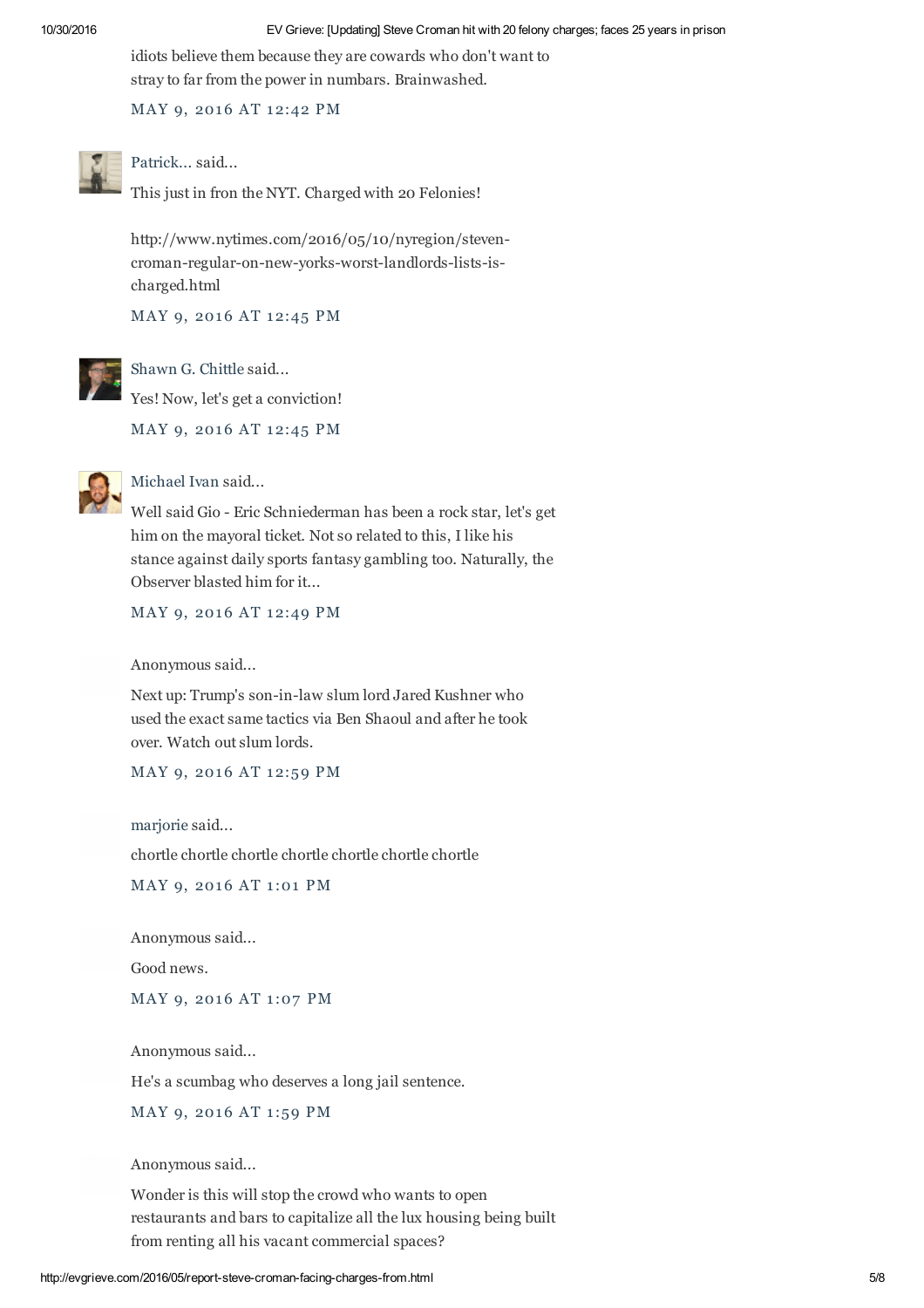idiots believe them because they are cowards who don't want to stray to far from the power in numbars. Brainwashed.

MAY 9, 2016 AT 12:42 PM

Patrick... said...

This just in fron the NYT. Charged with 20 Felonies!

http://www.nytimes.com/2016/05/10/nyregion/steven-croman-regular-on-new-yorks-worst-landlords-lists-is-charged.html

MAY 9, 2016 AT 12:45 PM

Shawn G. Chittle said...

Yes! Now, let's get a conviction!

MAY 9, 2016 AT 12:45 PM

Michael Ivan said...

Well said Gio - Eric Schniederman has been a rock star, let's get him on the mayoral ticket. Not so related to this, I like his stance against daily sports fantasy gambling too. Naturally, the Observer blasted him for it...

MAY 9, 2016 AT 12:49 PM

Anonymous said...

Next up: Trump's son-in-law slum lord Jared Kushner who used the exact same tactics via Ben Shaoul and after he took over. Watch out slum lords.

MAY 9, 2016 AT 12:59 PM

marjorie said...

chortle chortle chortle chortle chortle chortle chortle

MAY 9, 2016 AT 1:01 PM

Anonymous said...

Good news.

MAY 9, 2016 AT 1:07 PM

Anonymous said...

He's a scumbag who deserves a long jail sentence.

MAY 9, 2016 AT 1:59 PM

Anonymous said...

Wonder is this will stop the crowd who wants to open restaurants and bars to capitalize all the lux housing being built from renting all his vacant commercial spaces?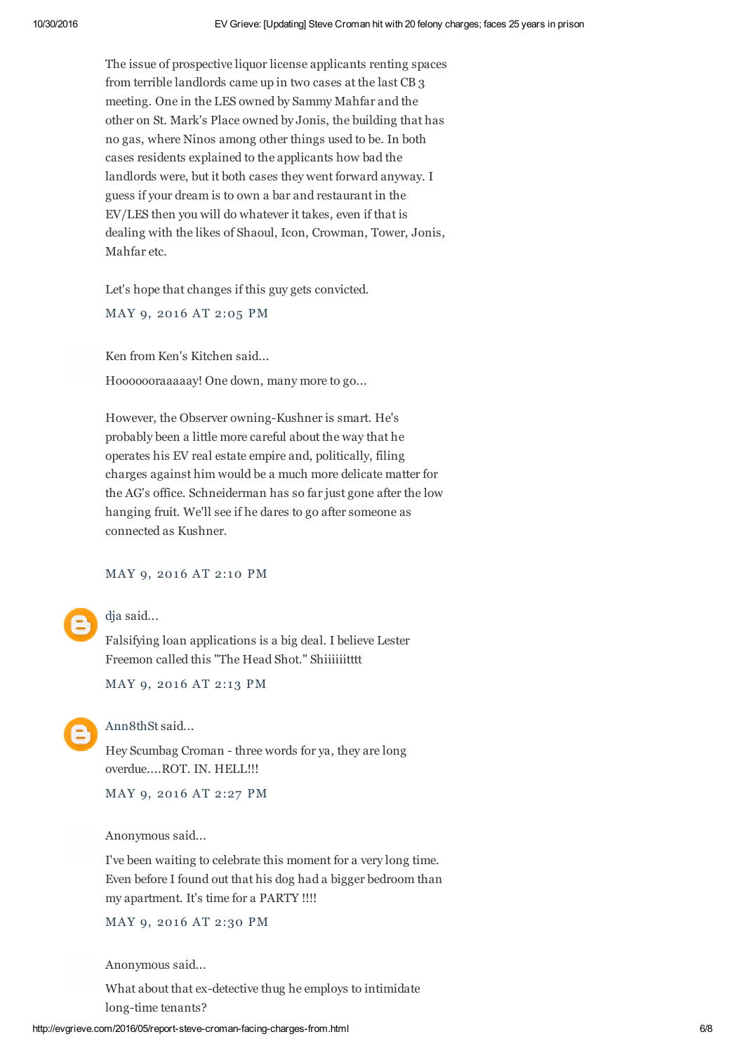The issue of prospective liquor license applicants renting spaces from terrible landlords came up in two cases at the last CB 3 meeting. One in the LES owned by Sammy Mahfar and the other on St. Mark's Place owned by Jonis, the building that has no gas, where Ninos among other things used to be. In both cases residents explained to the applicants how bad the landlords were, but it both cases they went forward anyway. I guess if your dream is to own a bar and restaurant in the EV/LES then you will do whatever it takes, even if that is dealing with the likes of Shaoul, Icon, Crowman, Tower, Jonis, Mahfar etc.

Let's hope that changes if this guy gets convicted.

MAY 9, 2016 AT 2:05 PM

Ken from Ken's Kitchen said...

Hoooooraaaaay! One down, many more to go...

However, the Observer owning-Kushner is smart. He's probably been a little more careful about the way that he operates his EV real estate empire and, politically, filing charges against him would be a much more delicate matter for the AG's office. Schneiderman has so far just gone after the low hanging fruit. We'll see if he dares to go after someone as connected as Kushner.

MAY 9, 2016 AT 2:10 PM

dja said...

Falsifying loan applications is a big deal. I believe Lester Freemon called this "The Head Shot." Shiiiiiitttt

MAY 9, 2016 AT 2:13 PM

Ann8thSt said...

Hey Scumbag Croman - three words for ya, they are long overdue....ROT. IN. HELL!!!

MAY 9, 2016 AT 2:27 PM

Anonymous said...

I've been waiting to celebrate this moment for a very long time. Even before I found out that his dog had a bigger bedroom than my apartment. It's time for a PARTY !!!!

MAY 9, 2016 AT 2:30 PM

Anonymous said...

What about that ex-detective thug he employs to intimidate long-time tenants?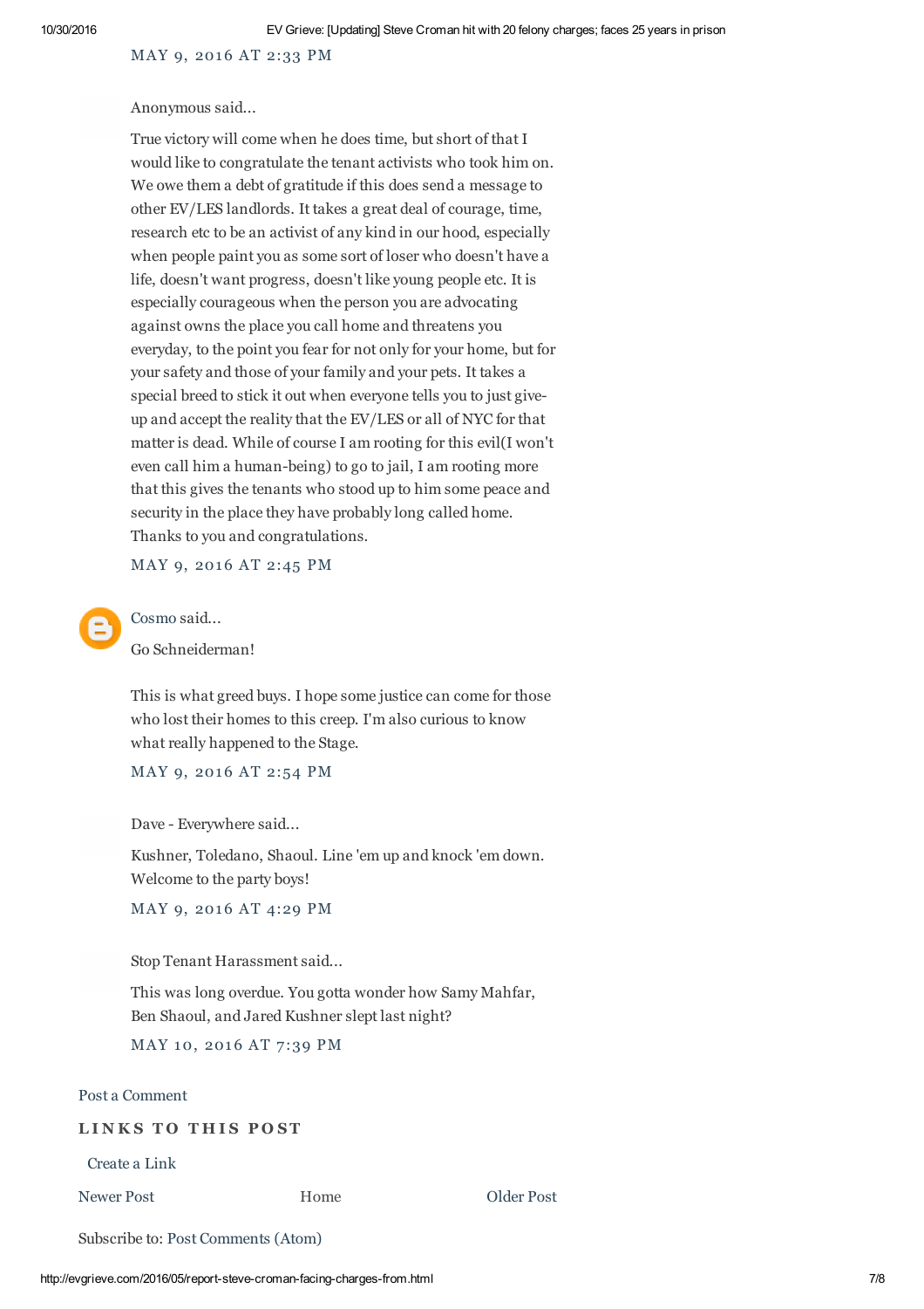MAY 9, 2016 AT 2:33 PM

Anonymous said...

True victory will come when he does time, but short of that I would like to congratulate the tenant activists who took him on. We owe them a debt of gratitude if this does send a message to other EV/LES landlords. It takes a great deal of courage, time, research etc to be an activist of any kind in our hood, especially when people paint you as some sort of loser who doesn't have a life, doesn't want progress, doesn't like young people etc. It is especially courageous when the person you are advocating against owns the place you call home and threatens you everyday, to the point you fear for not only for your home, but for your safety and those of your family and your pets. It takes a special breed to stick it out when everyone tells you to just give-up and accept the reality that the EV/LES or all of NYC for that matter is dead. While of course I am rooting for this evil(I won't even call him a human-being) to go to jail, I am rooting more that this gives the tenants who stood up to him some peace and security in the place they have probably long called home. Thanks to you and congratulations.

MAY 9, 2016 AT 2:45 PM

Cosmo said...

Go Schneiderman!

This is what greed buys. I hope some justice can come for those who lost their homes to this creep. I'm also curious to know what really happened to the Stage.

MAY 9, 2016 AT 2:54 PM

Dave - Everywhere said...

Kushner, Toledano, Shaoul. Line 'em up and knock 'em down. Welcome to the party boys!

MAY 9, 2016 AT 4:29 PM

Stop Tenant Harassment said...

This was long overdue. You gotta wonder how Samy Mahfar, Ben Shaoul, and Jared Kushner slept last night?

MAY 10, 2016 AT 7:39 PM

Post a Comment

## LINKS TO THIS POST

Create a Link

Newer Post | Home | Older Post

Subscribe to: Post Comments (Atom)